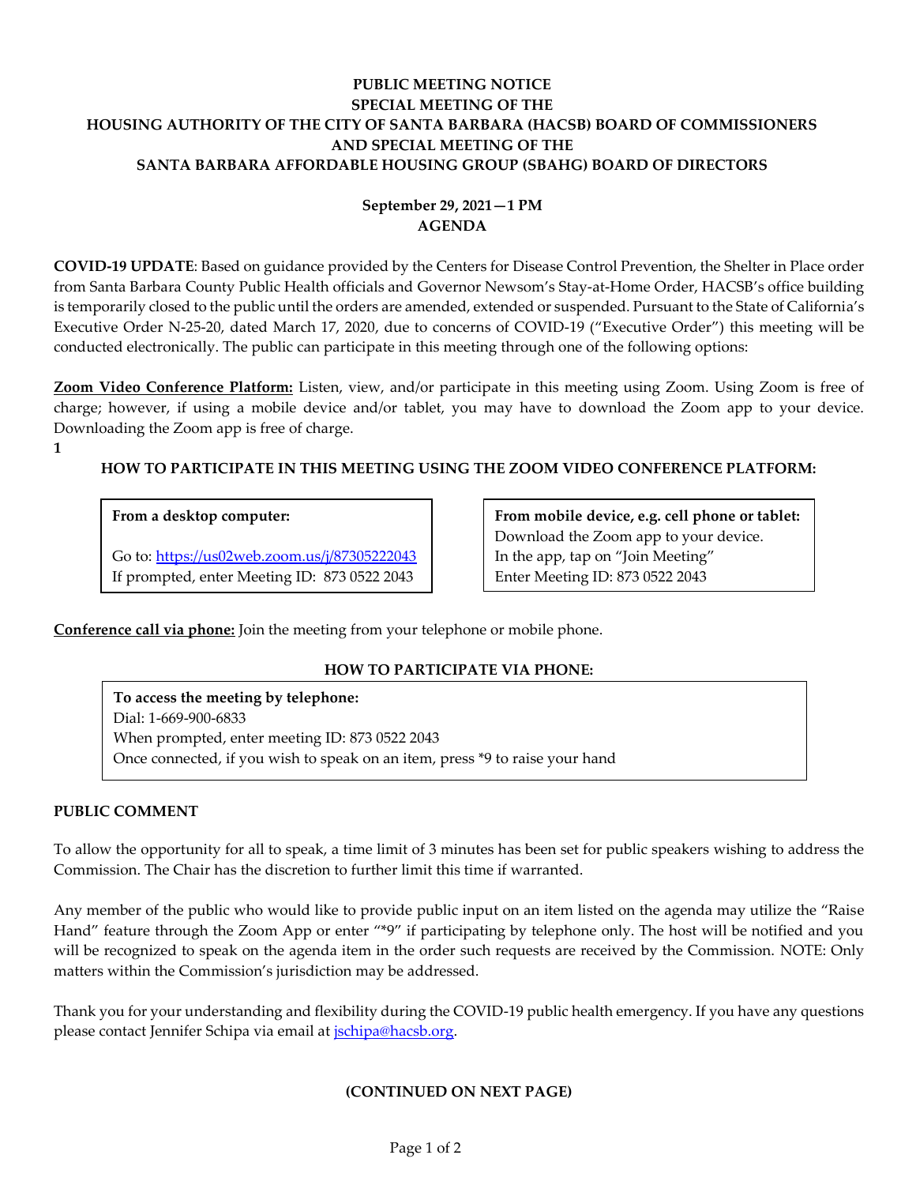# PUBLIC MEETING NOTICE
## SPECIAL MEETING OF THE HOUSING AUTHORITY OF THE CITY OF SANTA BARBARA (HACSB) BOARD OF COMMISSIONERS AND SPECIAL MEETING OF THE SANTA BARBARA AFFORDABLE HOUSING GROUP (SBAHG) BOARD OF DIRECTORS

**September 29, 2021—1 PM**
**AGENDA**

**COVID-19 UPDATE**: Based on guidance provided by the Centers for Disease Control Prevention, the Shelter in Place order from Santa Barbara County Public Health officials and Governor Newsom's Stay-at-Home Order, HACSB's office building is temporarily closed to the public until the orders are amended, extended or suspended. Pursuant to the State of California's Executive Order N-25-20, dated March 17, 2020, due to concerns of COVID-19 ("Executive Order") this meeting will be conducted electronically. The public can participate in this meeting through one of the following options:

**Zoom Video Conference Platform:** Listen, view, and/or participate in this meeting using Zoom. Using Zoom is free of charge; however, if using a mobile device and/or tablet, you may have to download the Zoom app to your device. Downloading the Zoom app is free of charge.

**1**

### HOW TO PARTICIPATE IN THIS MEETING USING THE ZOOM VIDEO CONFERENCE PLATFORM:

**From a desktop computer:**

Go to: https://us02web.zoom.us/j/87305222043
If prompted, enter Meeting ID: 873 0522 2043

**From mobile device, e.g. cell phone or tablet:**
Download the Zoom app to your device.
In the app, tap on "Join Meeting"
Enter Meeting ID: 873 0522 2043

**Conference call via phone:** Join the meeting from your telephone or mobile phone.

### HOW TO PARTICIPATE VIA PHONE:

**To access the meeting by telephone:**
Dial: 1-669-900-6833
When prompted, enter meeting ID: 873 0522 2043
Once connected, if you wish to speak on an item, press *9 to raise your hand

### PUBLIC COMMENT

To allow the opportunity for all to speak, a time limit of 3 minutes has been set for public speakers wishing to address the Commission. The Chair has the discretion to further limit this time if warranted.

Any member of the public who would like to provide public input on an item listed on the agenda may utilize the "Raise Hand" feature through the Zoom App or enter "*9" if participating by telephone only. The host will be notified and you will be recognized to speak on the agenda item in the order such requests are received by the Commission. NOTE: Only matters within the Commission's jurisdiction may be addressed.

Thank you for your understanding and flexibility during the COVID-19 public health emergency. If you have any questions please contact Jennifer Schipa via email at jschipa@hacsb.org.

**(CONTINUED ON NEXT PAGE)**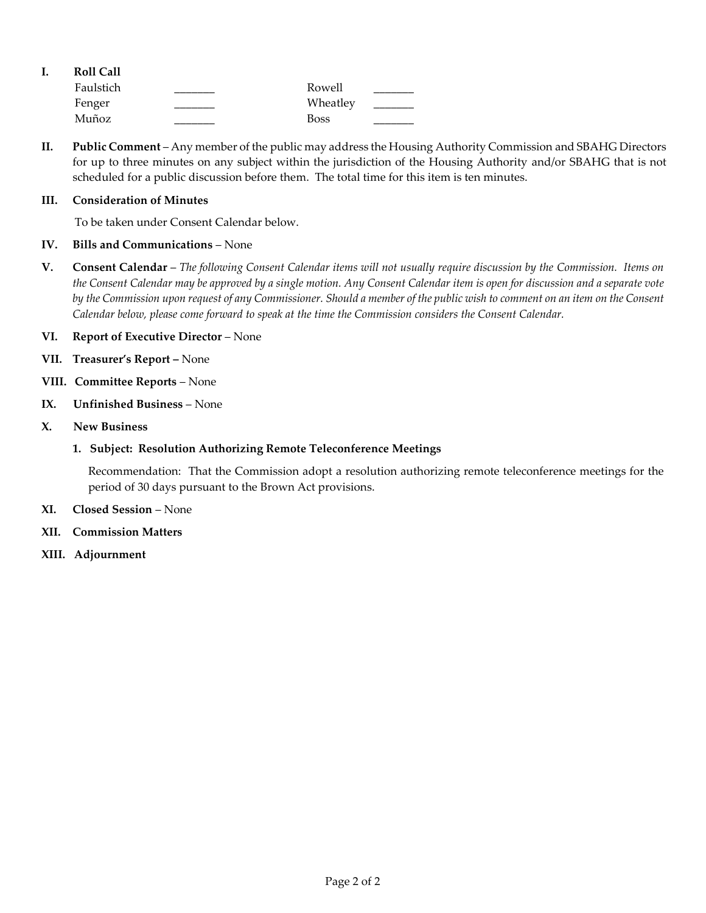**I. Roll Call**

| | | | |
|---|---|---|---|
| Faulstich | _______ | Rowell | _______ |
| Fenger | _______ | Wheatley | _______ |
| Muñoz | _______ | Boss | _______ |

**II. Public Comment** – Any member of the public may address the Housing Authority Commission and SBAHG Directors for up to three minutes on any subject within the jurisdiction of the Housing Authority and/or SBAHG that is not scheduled for a public discussion before them. The total time for this item is ten minutes.

**III. Consideration of Minutes**

To be taken under Consent Calendar below.

**IV. Bills and Communications** – None

**V. Consent Calendar** – *The following Consent Calendar items will not usually require discussion by the Commission. Items on the Consent Calendar may be approved by a single motion. Any Consent Calendar item is open for discussion and a separate vote by the Commission upon request of any Commissioner. Should a member of the public wish to comment on an item on the Consent Calendar below, please come forward to speak at the time the Commission considers the Consent Calendar.*

**VI. Report of Executive Director** – None

**VII. Treasurer's Report –** None

**VIII. Committee Reports** – None

**IX. Unfinished Business** – None

**X. New Business**

**1. Subject: Resolution Authorizing Remote Teleconference Meetings**

Recommendation: That the Commission adopt a resolution authorizing remote teleconference meetings for the period of 30 days pursuant to the Brown Act provisions.

**XI. Closed Session** – None

**XII. Commission Matters**

**XIII. Adjournment**